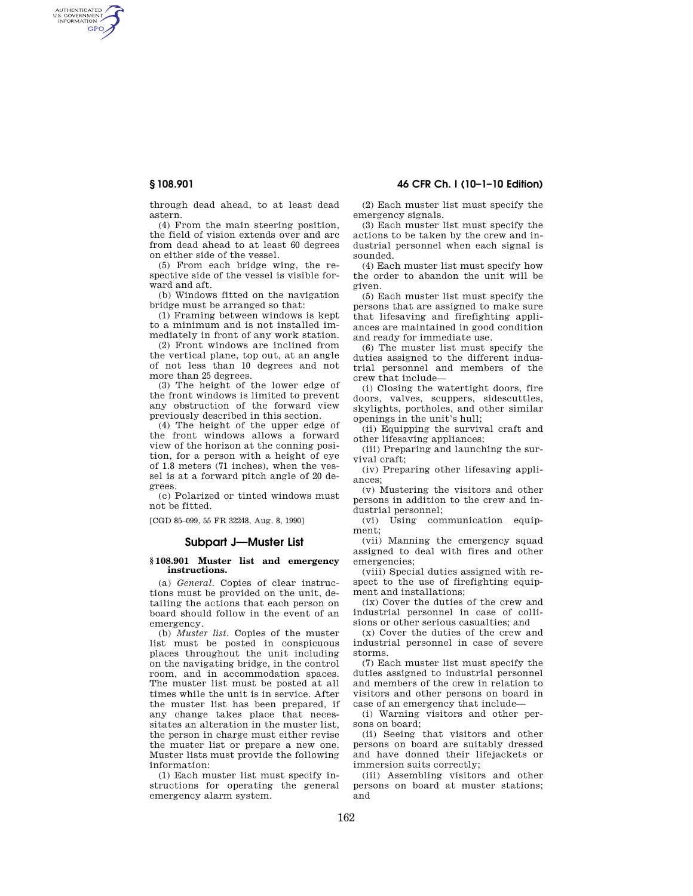through dead ahead, to at least dead astern.

(4) From the main steering position, the field of vision extends over and arc from dead ahead to at least 60 degrees on either side of the vessel.

(5) From each bridge wing, the respective side of the vessel is visible forward and aft.

(b) Windows fitted on the navigation bridge must be arranged so that:

(1) Framing between windows is kept to a minimum and is not installed immediately in front of any work station.

(2) Front windows are inclined from the vertical plane, top out, at an angle of not less than 10 degrees and not more than 25 degrees.

(3) The height of the lower edge of the front windows is limited to prevent any obstruction of the forward view previously described in this section.

(4) The height of the upper edge of the front windows allows a forward view of the horizon at the conning position, for a person with a height of eye of 1.8 meters (71 inches), when the vessel is at a forward pitch angle of 20 degrees.

(c) Polarized or tinted windows must not be fitted.

[CGD 85–099, 55 FR 32248, Aug. 8, 1990]

## Subpart J—Muster List

### § 108.901 Muster list and emergency instructions.

(a) *General.* Copies of clear instructions must be provided on the unit, detailing the actions that each person on board should follow in the event of an emergency.

(b) *Muster list.* Copies of the muster list must be posted in conspicuous places throughout the unit including on the navigating bridge, in the control room, and in accommodation spaces. The muster list must be posted at all times while the unit is in service. After the muster list has been prepared, if any change takes place that necessitates an alteration in the muster list, the person in charge must either revise the muster list or prepare a new one. Muster lists must provide the following information:

(1) Each muster list must specify instructions for operating the general emergency alarm system.

(2) Each muster list must specify the emergency signals.

(3) Each muster list must specify the actions to be taken by the crew and industrial personnel when each signal is sounded.

(4) Each muster list must specify how the order to abandon the unit will be given.

(5) Each muster list must specify the persons that are assigned to make sure that lifesaving and firefighting appliances are maintained in good condition and ready for immediate use.

(6) The muster list must specify the duties assigned to the different industrial personnel and members of the crew that include—

(i) Closing the watertight doors, fire doors, valves, scuppers, sidescuttles, skylights, portholes, and other similar openings in the unit's hull;

(ii) Equipping the survival craft and other lifesaving appliances;

(iii) Preparing and launching the survival craft;

(iv) Preparing other lifesaving appliances;

(v) Mustering the visitors and other persons in addition to the crew and industrial personnel;

(vi) Using communication equipment;

(vii) Manning the emergency squad assigned to deal with fires and other emergencies;

(viii) Special duties assigned with respect to the use of firefighting equipment and installations;

(ix) Cover the duties of the crew and industrial personnel in case of collisions or other serious casualties; and

(x) Cover the duties of the crew and industrial personnel in case of severe storms.

(7) Each muster list must specify the duties assigned to industrial personnel and members of the crew in relation to visitors and other persons on board in case of an emergency that include—

(i) Warning visitors and other persons on board;

(ii) Seeing that visitors and other persons on board are suitably dressed and have donned their lifejackets or immersion suits correctly;

(iii) Assembling visitors and other persons on board at muster stations; and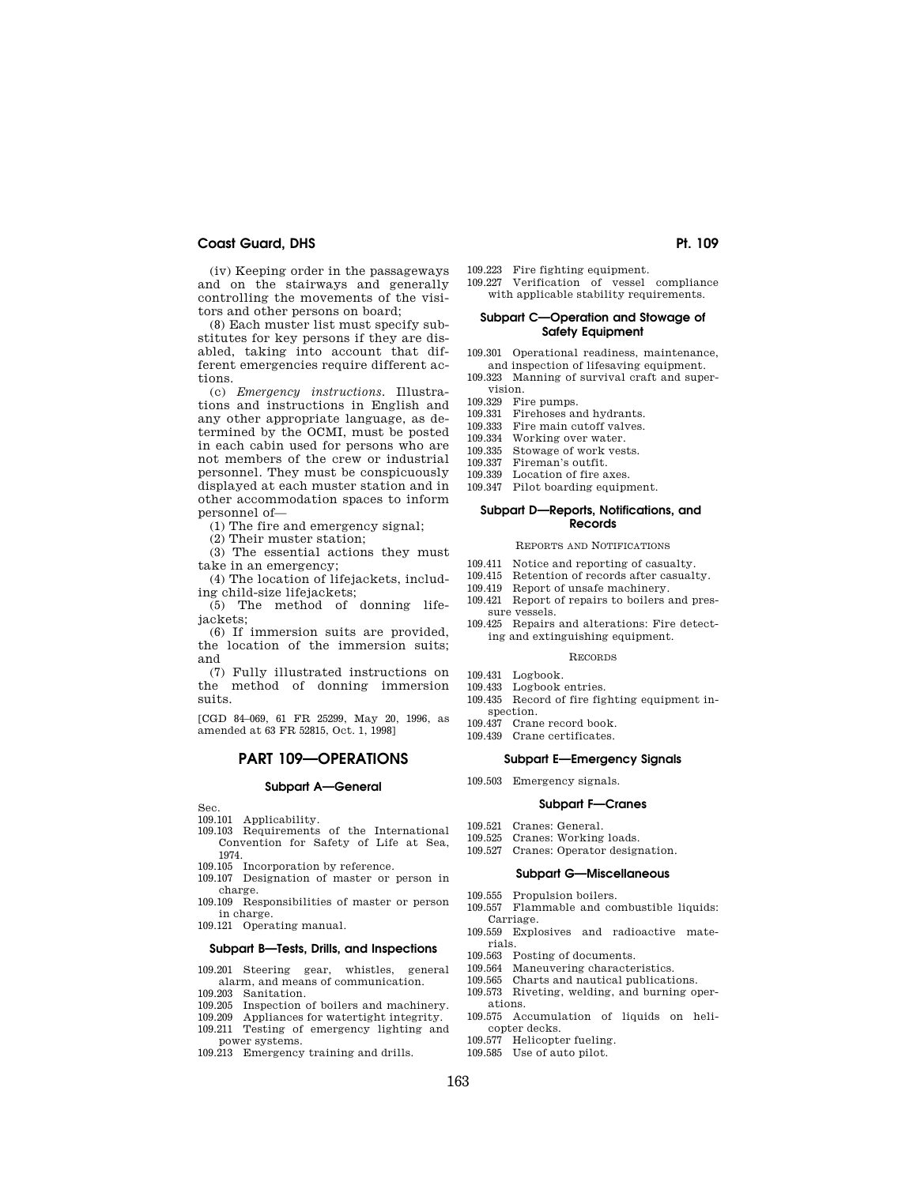(iv) Keeping order in the passageways and on the stairways and generally controlling the movements of the visitors and other persons on board;

(8) Each muster list must specify substitutes for key persons if they are disabled, taking into account that different emergencies require different actions.

(c) *Emergency instructions.* Illustrations and instructions in English and any other appropriate language, as determined by the OCMI, must be posted in each cabin used for persons who are not members of the crew or industrial personnel. They must be conspicuously displayed at each muster station and in other accommodation spaces to inform personnel of—

(1) The fire and emergency signal;

(2) Their muster station;

(3) The essential actions they must take in an emergency;

(4) The location of lifejackets, including child-size lifejackets;

(5) The method of donning lifejackets;

(6) If immersion suits are provided, the location of the immersion suits; and

(7) Fully illustrated instructions on the method of donning immersion suits.

[CGD 84–069, 61 FR 25299, May 20, 1996, as amended at 63 FR 52815, Oct. 1, 1998]

# PART 109—OPERATIONS

## Subpart A—General

Sec.

109.101 Applicability.
109.103 Requirements of the International Convention for Safety of Life at Sea, 1974.
109.105 Incorporation by reference.
109.107 Designation of master or person in charge.
109.109 Responsibilities of master or person in charge.
109.121 Operating manual.

## Subpart B—Tests, Drills, and Inspections

109.201 Steering gear, whistles, general alarm, and means of communication.
109.203 Sanitation.
109.205 Inspection of boilers and machinery.
109.209 Appliances for watertight integrity.
109.211 Testing of emergency lighting and power systems.
109.213 Emergency training and drills.
109.223 Fire fighting equipment.
109.227 Verification of vessel compliance with applicable stability requirements.

## Subpart C—Operation and Stowage of Safety Equipment

109.301 Operational readiness, maintenance, and inspection of lifesaving equipment.
109.323 Manning of survival craft and supervision.
109.329 Fire pumps.
109.331 Firehoses and hydrants.
109.333 Fire main cutoff valves.
109.334 Working over water.
109.335 Stowage of work vests.
109.337 Fireman's outfit.
109.339 Location of fire axes.
109.347 Pilot boarding equipment.

## Subpart D—Reports, Notifications, and Records

REPORTS AND NOTIFICATIONS

109.411 Notice and reporting of casualty.
109.415 Retention of records after casualty.
109.419 Report of unsafe machinery.
109.421 Report of repairs to boilers and pressure vessels.
109.425 Repairs and alterations: Fire detecting and extinguishing equipment.

RECORDS

109.431 Logbook.
109.433 Logbook entries.
109.435 Record of fire fighting equipment inspection.
109.437 Crane record book.
109.439 Crane certificates.

## Subpart E—Emergency Signals

109.503 Emergency signals.

## Subpart F—Cranes

109.521 Cranes: General.
109.525 Cranes: Working loads.
109.527 Cranes: Operator designation.

## Subpart G—Miscellaneous

109.555 Propulsion boilers.
109.557 Flammable and combustible liquids: Carriage.
109.559 Explosives and radioactive materials.
109.563 Posting of documents.
109.564 Maneuvering characteristics.
109.565 Charts and nautical publications.
109.573 Riveting, welding, and burning operations.
109.575 Accumulation of liquids on helicopter decks.
109.577 Helicopter fueling.
109.585 Use of auto pilot.